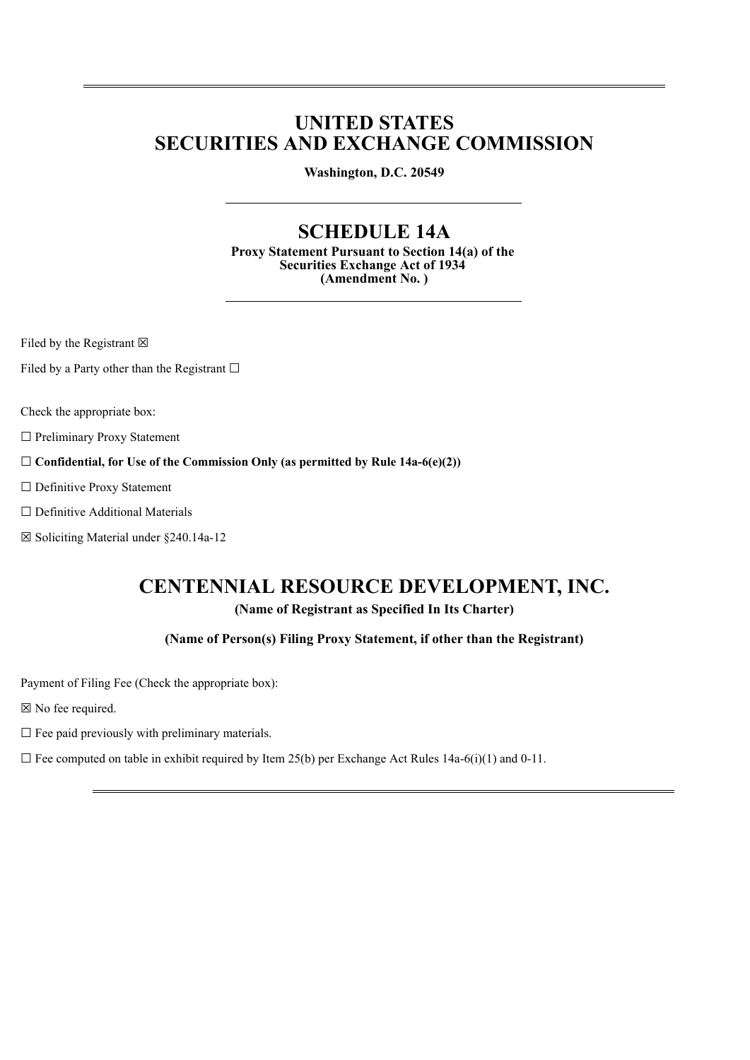# UNITED STATES
# SECURITIES AND EXCHANGE COMMISSION

**Washington, D.C. 20549**

## SCHEDULE 14A

**Proxy Statement Pursuant to Section 14(a) of the Securities Exchange Act of 1934**
**(Amendment No. )**

Filed by the Registrant ☒

Filed by a Party other than the Registrant ☐

Check the appropriate box:

☐ Preliminary Proxy Statement

☐ **Confidential, for Use of the Commission Only (as permitted by Rule 14a-6(e)(2))**

☐ Definitive Proxy Statement

☐ Definitive Additional Materials

☒ Soliciting Material under §240.14a-12

## CENTENNIAL RESOURCE DEVELOPMENT, INC.

**(Name of Registrant as Specified In Its Charter)**

**(Name of Person(s) Filing Proxy Statement, if other than the Registrant)**

Payment of Filing Fee (Check the appropriate box):

☒ No fee required.

☐ Fee paid previously with preliminary materials.

☐ Fee computed on table in exhibit required by Item 25(b) per Exchange Act Rules 14a-6(i)(1) and 0-11.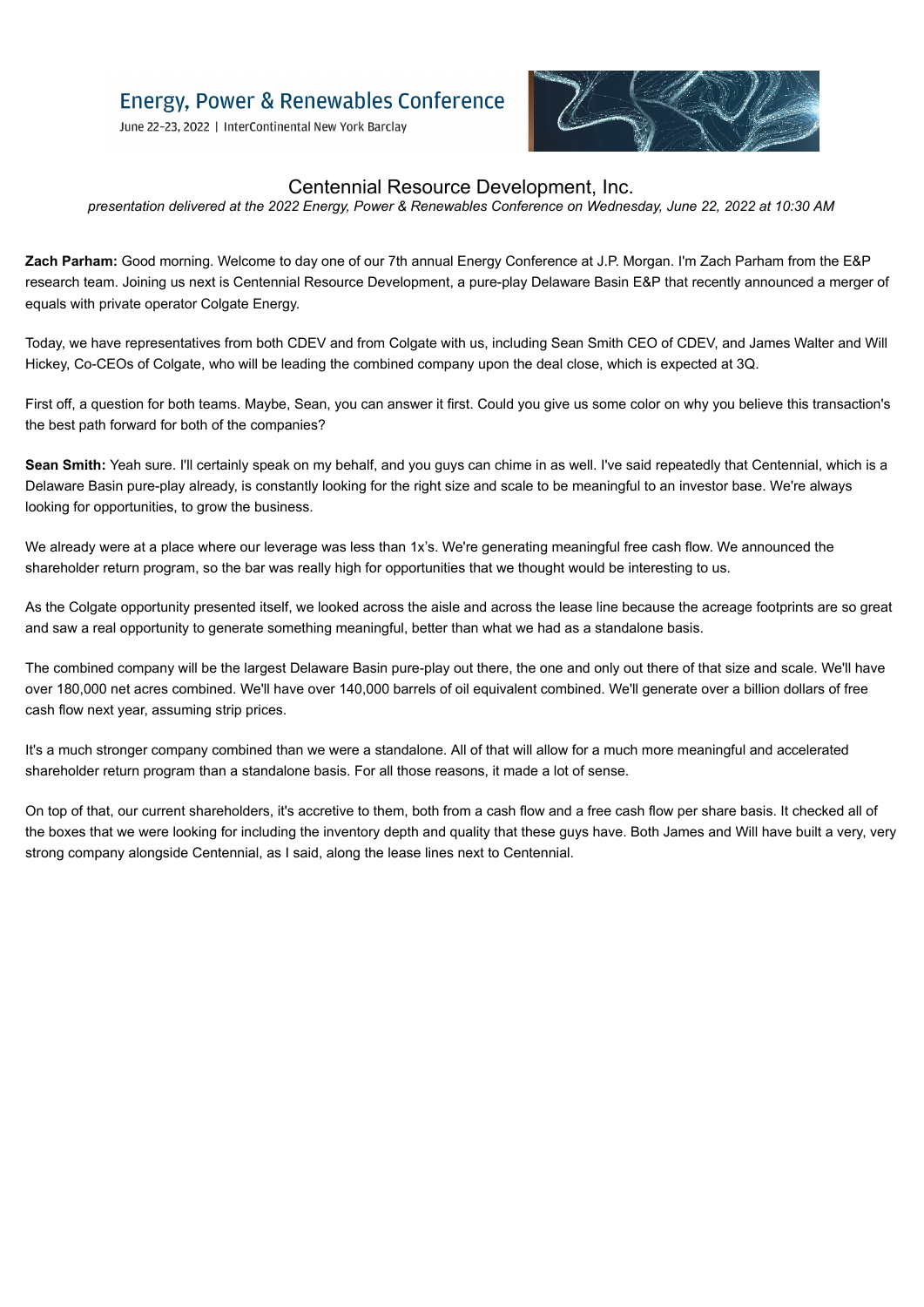# Centennial Resource Development, Inc.

*presentation delivered at the 2022 Energy, Power & Renewables Conference on Wednesday, June 22, 2022 at 10:30 AM*

**Zach Parham:** Good morning. Welcome to day one of our 7th annual Energy Conference at J.P. Morgan. I'm Zach Parham from the E&P research team. Joining us next is Centennial Resource Development, a pure-play Delaware Basin E&P that recently announced a merger of equals with private operator Colgate Energy.

Today, we have representatives from both CDEV and from Colgate with us, including Sean Smith CEO of CDEV, and James Walter and Will Hickey, Co-CEOs of Colgate, who will be leading the combined company upon the deal close, which is expected at 3Q.

First off, a question for both teams. Maybe, Sean, you can answer it first. Could you give us some color on why you believe this transaction's the best path forward for both of the companies?

**Sean Smith:** Yeah sure. I'll certainly speak on my behalf, and you guys can chime in as well. I've said repeatedly that Centennial, which is a Delaware Basin pure-play already, is constantly looking for the right size and scale to be meaningful to an investor base. We're always looking for opportunities, to grow the business.

We already were at a place where our leverage was less than 1x's. We're generating meaningful free cash flow. We announced the shareholder return program, so the bar was really high for opportunities that we thought would be interesting to us.

As the Colgate opportunity presented itself, we looked across the aisle and across the lease line because the acreage footprints are so great and saw a real opportunity to generate something meaningful, better than what we had as a standalone basis.

The combined company will be the largest Delaware Basin pure-play out there, the one and only out there of that size and scale. We'll have over 180,000 net acres combined. We'll have over 140,000 barrels of oil equivalent combined. We'll generate over a billion dollars of free cash flow next year, assuming strip prices.

It's a much stronger company combined than we were a standalone. All of that will allow for a much more meaningful and accelerated shareholder return program than a standalone basis. For all those reasons, it made a lot of sense.

On top of that, our current shareholders, it's accretive to them, both from a cash flow and a free cash flow per share basis. It checked all of the boxes that we were looking for including the inventory depth and quality that these guys have. Both James and Will have built a very, very strong company alongside Centennial, as I said, along the lease lines next to Centennial.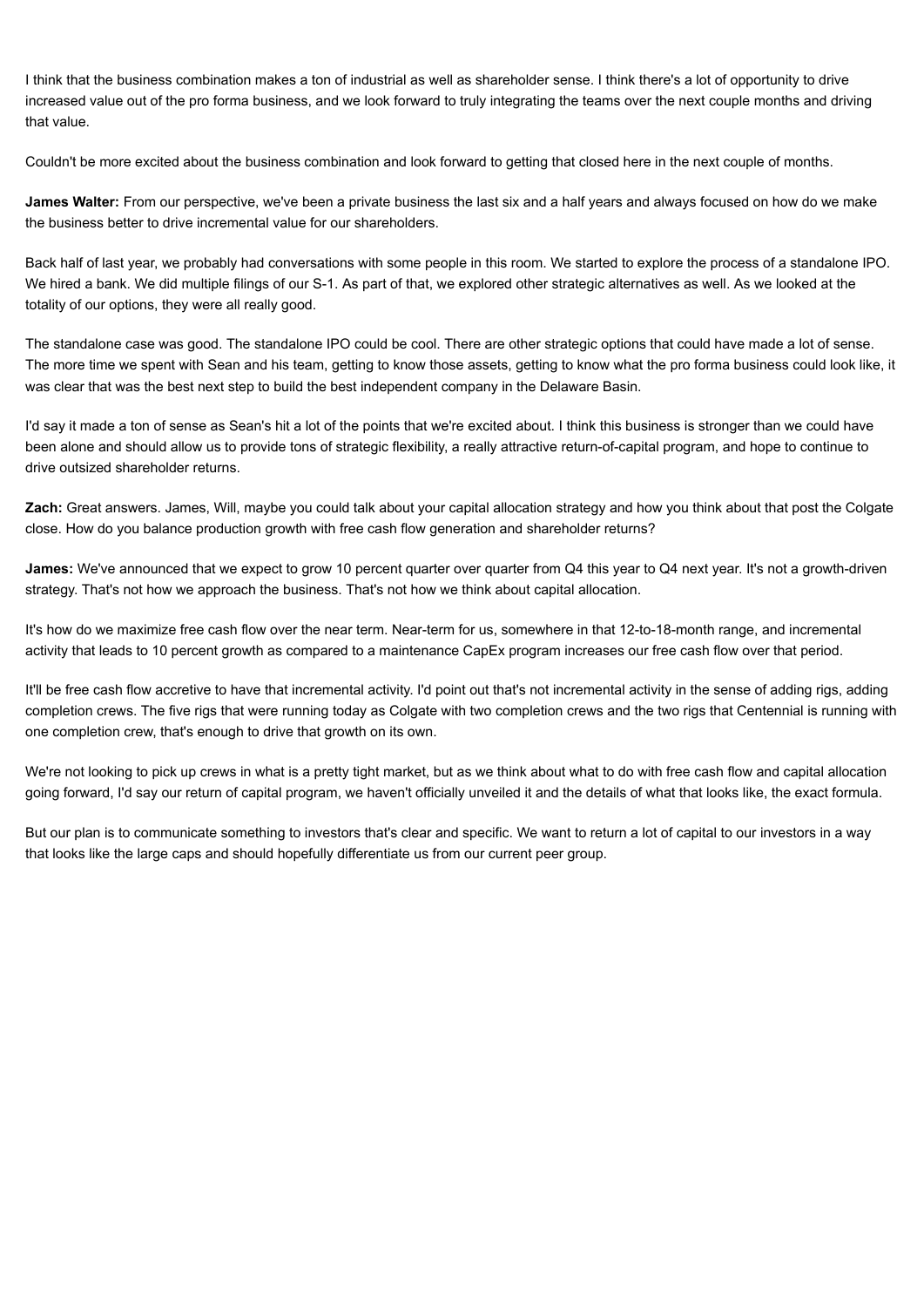I think that the business combination makes a ton of industrial as well as shareholder sense. I think there's a lot of opportunity to drive increased value out of the pro forma business, and we look forward to truly integrating the teams over the next couple months and driving that value.

Couldn't be more excited about the business combination and look forward to getting that closed here in the next couple of months.

**James Walter:** From our perspective, we've been a private business the last six and a half years and always focused on how do we make the business better to drive incremental value for our shareholders.

Back half of last year, we probably had conversations with some people in this room. We started to explore the process of a standalone IPO. We hired a bank. We did multiple filings of our S-1. As part of that, we explored other strategic alternatives as well. As we looked at the totality of our options, they were all really good.

The standalone case was good. The standalone IPO could be cool. There are other strategic options that could have made a lot of sense. The more time we spent with Sean and his team, getting to know those assets, getting to know what the pro forma business could look like, it was clear that was the best next step to build the best independent company in the Delaware Basin.

I'd say it made a ton of sense as Sean's hit a lot of the points that we're excited about. I think this business is stronger than we could have been alone and should allow us to provide tons of strategic flexibility, a really attractive return-of-capital program, and hope to continue to drive outsized shareholder returns.

**Zach:** Great answers. James, Will, maybe you could talk about your capital allocation strategy and how you think about that post the Colgate close. How do you balance production growth with free cash flow generation and shareholder returns?

**James:** We've announced that we expect to grow 10 percent quarter over quarter from Q4 this year to Q4 next year. It's not a growth-driven strategy. That's not how we approach the business. That's not how we think about capital allocation.

It's how do we maximize free cash flow over the near term. Near-term for us, somewhere in that 12-to-18-month range, and incremental activity that leads to 10 percent growth as compared to a maintenance CapEx program increases our free cash flow over that period.

It'll be free cash flow accretive to have that incremental activity. I'd point out that's not incremental activity in the sense of adding rigs, adding completion crews. The five rigs that were running today as Colgate with two completion crews and the two rigs that Centennial is running with one completion crew, that's enough to drive that growth on its own.

We're not looking to pick up crews in what is a pretty tight market, but as we think about what to do with free cash flow and capital allocation going forward, I'd say our return of capital program, we haven't officially unveiled it and the details of what that looks like, the exact formula.

But our plan is to communicate something to investors that's clear and specific. We want to return a lot of capital to our investors in a way that looks like the large caps and should hopefully differentiate us from our current peer group.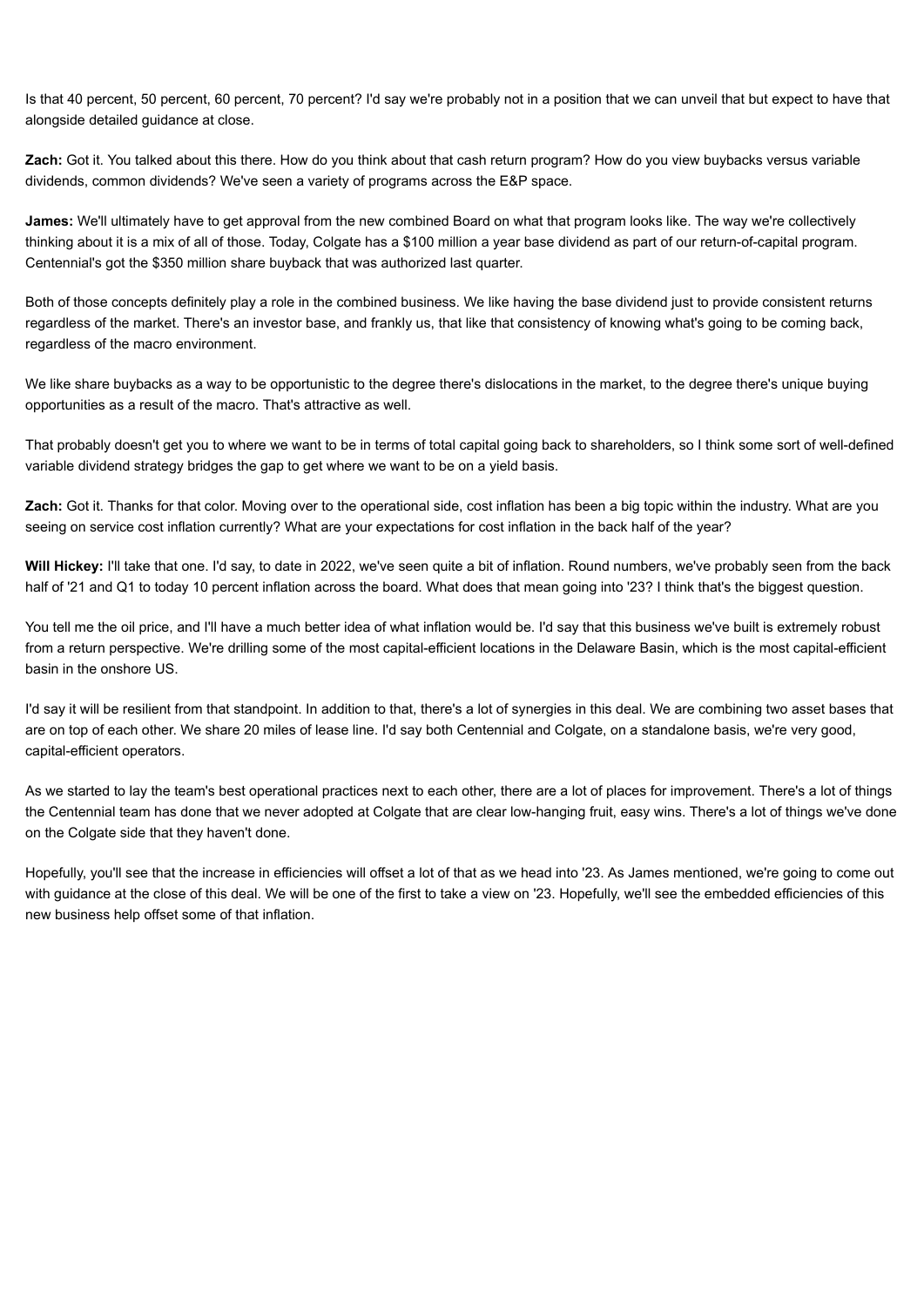Is that 40 percent, 50 percent, 60 percent, 70 percent? I'd say we're probably not in a position that we can unveil that but expect to have that alongside detailed guidance at close.

**Zach:** Got it. You talked about this there. How do you think about that cash return program? How do you view buybacks versus variable dividends, common dividends? We've seen a variety of programs across the E&P space.

**James:** We'll ultimately have to get approval from the new combined Board on what that program looks like. The way we're collectively thinking about it is a mix of all of those. Today, Colgate has a $100 million a year base dividend as part of our return-of-capital program. Centennial's got the $350 million share buyback that was authorized last quarter.

Both of those concepts definitely play a role in the combined business. We like having the base dividend just to provide consistent returns regardless of the market. There's an investor base, and frankly us, that like that consistency of knowing what's going to be coming back, regardless of the macro environment.

We like share buybacks as a way to be opportunistic to the degree there's dislocations in the market, to the degree there's unique buying opportunities as a result of the macro. That's attractive as well.

That probably doesn't get you to where we want to be in terms of total capital going back to shareholders, so I think some sort of well-defined variable dividend strategy bridges the gap to get where we want to be on a yield basis.

**Zach:** Got it. Thanks for that color. Moving over to the operational side, cost inflation has been a big topic within the industry. What are you seeing on service cost inflation currently? What are your expectations for cost inflation in the back half of the year?

**Will Hickey:** I'll take that one. I'd say, to date in 2022, we've seen quite a bit of inflation. Round numbers, we've probably seen from the back half of '21 and Q1 to today 10 percent inflation across the board. What does that mean going into '23? I think that's the biggest question.

You tell me the oil price, and I'll have a much better idea of what inflation would be. I'd say that this business we've built is extremely robust from a return perspective. We're drilling some of the most capital-efficient locations in the Delaware Basin, which is the most capital-efficient basin in the onshore US.

I'd say it will be resilient from that standpoint. In addition to that, there's a lot of synergies in this deal. We are combining two asset bases that are on top of each other. We share 20 miles of lease line. I'd say both Centennial and Colgate, on a standalone basis, we're very good, capital-efficient operators.

As we started to lay the team's best operational practices next to each other, there are a lot of places for improvement. There's a lot of things the Centennial team has done that we never adopted at Colgate that are clear low-hanging fruit, easy wins. There's a lot of things we've done on the Colgate side that they haven't done.

Hopefully, you'll see that the increase in efficiencies will offset a lot of that as we head into '23. As James mentioned, we're going to come out with guidance at the close of this deal. We will be one of the first to take a view on '23. Hopefully, we'll see the embedded efficiencies of this new business help offset some of that inflation.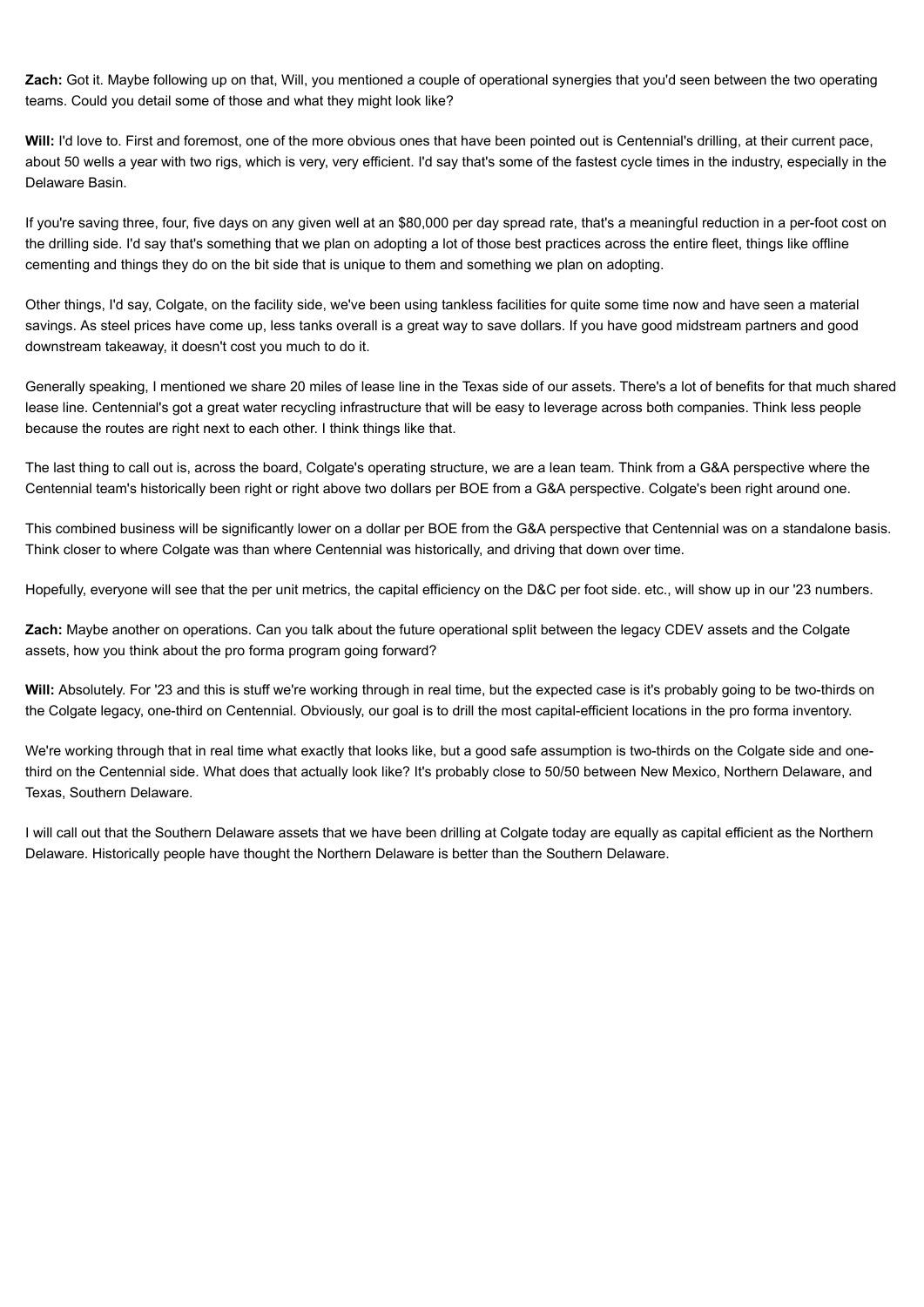**Zach:** Got it. Maybe following up on that, Will, you mentioned a couple of operational synergies that you'd seen between the two operating teams. Could you detail some of those and what they might look like?

**Will:** I'd love to. First and foremost, one of the more obvious ones that have been pointed out is Centennial's drilling, at their current pace, about 50 wells a year with two rigs, which is very, very efficient. I'd say that's some of the fastest cycle times in the industry, especially in the Delaware Basin.

If you're saving three, four, five days on any given well at an $80,000 per day spread rate, that's a meaningful reduction in a per-foot cost on the drilling side. I'd say that's something that we plan on adopting a lot of those best practices across the entire fleet, things like offline cementing and things they do on the bit side that is unique to them and something we plan on adopting.

Other things, I'd say, Colgate, on the facility side, we've been using tankless facilities for quite some time now and have seen a material savings. As steel prices have come up, less tanks overall is a great way to save dollars. If you have good midstream partners and good downstream takeaway, it doesn't cost you much to do it.

Generally speaking, I mentioned we share 20 miles of lease line in the Texas side of our assets. There's a lot of benefits for that much shared lease line. Centennial's got a great water recycling infrastructure that will be easy to leverage across both companies. Think less people because the routes are right next to each other. I think things like that.

The last thing to call out is, across the board, Colgate's operating structure, we are a lean team. Think from a G&A perspective where the Centennial team's historically been right or right above two dollars per BOE from a G&A perspective. Colgate's been right around one.

This combined business will be significantly lower on a dollar per BOE from the G&A perspective that Centennial was on a standalone basis. Think closer to where Colgate was than where Centennial was historically, and driving that down over time.

Hopefully, everyone will see that the per unit metrics, the capital efficiency on the D&C per foot side. etc., will show up in our '23 numbers.

**Zach:** Maybe another on operations. Can you talk about the future operational split between the legacy CDEV assets and the Colgate assets, how you think about the pro forma program going forward?

**Will:** Absolutely. For '23 and this is stuff we're working through in real time, but the expected case is it's probably going to be two-thirds on the Colgate legacy, one-third on Centennial. Obviously, our goal is to drill the most capital-efficient locations in the pro forma inventory.

We're working through that in real time what exactly that looks like, but a good safe assumption is two-thirds on the Colgate side and one-third on the Centennial side. What does that actually look like? It's probably close to 50/50 between New Mexico, Northern Delaware, and Texas, Southern Delaware.

I will call out that the Southern Delaware assets that we have been drilling at Colgate today are equally as capital efficient as the Northern Delaware. Historically people have thought the Northern Delaware is better than the Southern Delaware.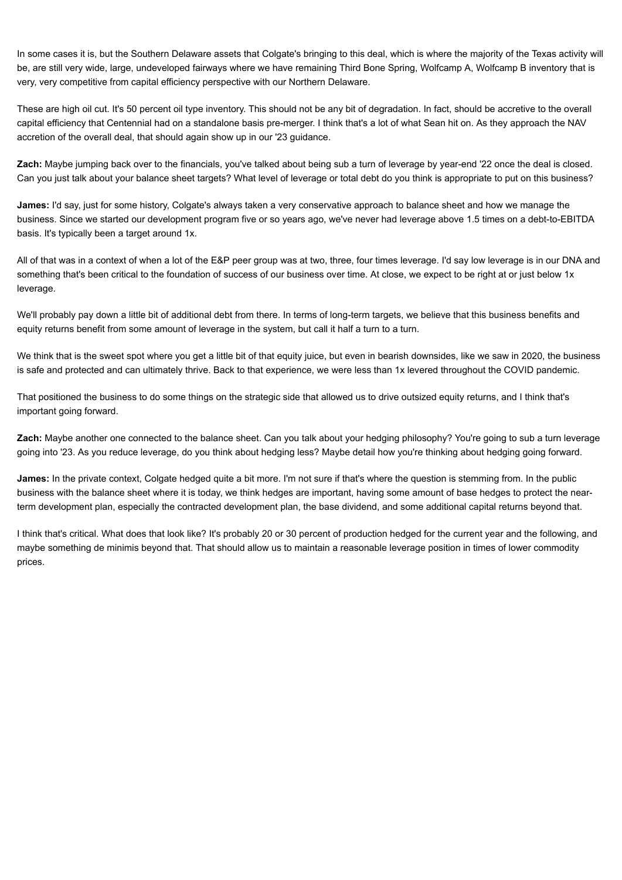In some cases it is, but the Southern Delaware assets that Colgate's bringing to this deal, which is where the majority of the Texas activity will be, are still very wide, large, undeveloped fairways where we have remaining Third Bone Spring, Wolfcamp A, Wolfcamp B inventory that is very, very competitive from capital efficiency perspective with our Northern Delaware.

These are high oil cut. It's 50 percent oil type inventory. This should not be any bit of degradation. In fact, should be accretive to the overall capital efficiency that Centennial had on a standalone basis pre-merger. I think that's a lot of what Sean hit on. As they approach the NAV accretion of the overall deal, that should again show up in our '23 guidance.

**Zach:** Maybe jumping back over to the financials, you've talked about being sub a turn of leverage by year-end '22 once the deal is closed. Can you just talk about your balance sheet targets? What level of leverage or total debt do you think is appropriate to put on this business?

**James:** I'd say, just for some history, Colgate's always taken a very conservative approach to balance sheet and how we manage the business. Since we started our development program five or so years ago, we've never had leverage above 1.5 times on a debt-to-EBITDA basis. It's typically been a target around 1x.

All of that was in a context of when a lot of the E&P peer group was at two, three, four times leverage. I'd say low leverage is in our DNA and something that's been critical to the foundation of success of our business over time. At close, we expect to be right at or just below 1x leverage.

We'll probably pay down a little bit of additional debt from there. In terms of long-term targets, we believe that this business benefits and equity returns benefit from some amount of leverage in the system, but call it half a turn to a turn.

We think that is the sweet spot where you get a little bit of that equity juice, but even in bearish downsides, like we saw in 2020, the business is safe and protected and can ultimately thrive. Back to that experience, we were less than 1x levered throughout the COVID pandemic.

That positioned the business to do some things on the strategic side that allowed us to drive outsized equity returns, and I think that's important going forward.

**Zach:** Maybe another one connected to the balance sheet. Can you talk about your hedging philosophy? You're going to sub a turn leverage going into '23. As you reduce leverage, do you think about hedging less? Maybe detail how you're thinking about hedging going forward.

**James:** In the private context, Colgate hedged quite a bit more. I'm not sure if that's where the question is stemming from. In the public business with the balance sheet where it is today, we think hedges are important, having some amount of base hedges to protect the near-term development plan, especially the contracted development plan, the base dividend, and some additional capital returns beyond that.

I think that's critical. What does that look like? It's probably 20 or 30 percent of production hedged for the current year and the following, and maybe something de minimis beyond that. That should allow us to maintain a reasonable leverage position in times of lower commodity prices.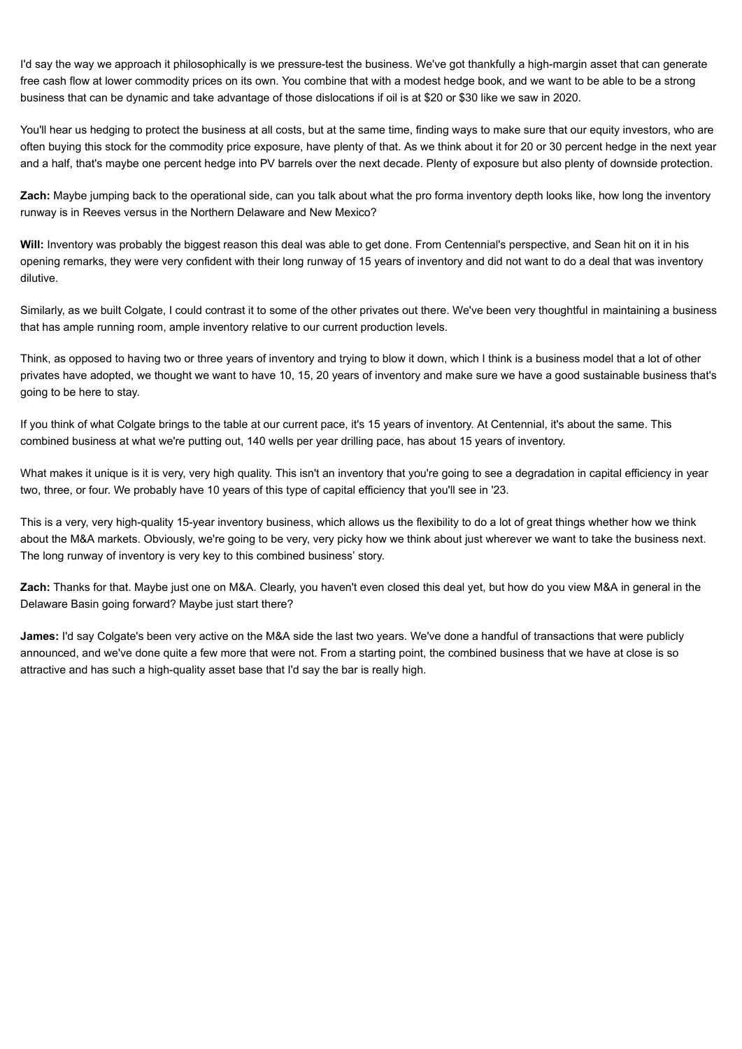I'd say the way we approach it philosophically is we pressure-test the business. We've got thankfully a high-margin asset that can generate free cash flow at lower commodity prices on its own. You combine that with a modest hedge book, and we want to be able to be a strong business that can be dynamic and take advantage of those dislocations if oil is at $20 or $30 like we saw in 2020.

You'll hear us hedging to protect the business at all costs, but at the same time, finding ways to make sure that our equity investors, who are often buying this stock for the commodity price exposure, have plenty of that. As we think about it for 20 or 30 percent hedge in the next year and a half, that's maybe one percent hedge into PV barrels over the next decade. Plenty of exposure but also plenty of downside protection.

**Zach:** Maybe jumping back to the operational side, can you talk about what the pro forma inventory depth looks like, how long the inventory runway is in Reeves versus in the Northern Delaware and New Mexico?

**Will:** Inventory was probably the biggest reason this deal was able to get done. From Centennial's perspective, and Sean hit on it in his opening remarks, they were very confident with their long runway of 15 years of inventory and did not want to do a deal that was inventory dilutive.

Similarly, as we built Colgate, I could contrast it to some of the other privates out there. We've been very thoughtful in maintaining a business that has ample running room, ample inventory relative to our current production levels.

Think, as opposed to having two or three years of inventory and trying to blow it down, which I think is a business model that a lot of other privates have adopted, we thought we want to have 10, 15, 20 years of inventory and make sure we have a good sustainable business that's going to be here to stay.

If you think of what Colgate brings to the table at our current pace, it's 15 years of inventory. At Centennial, it's about the same. This combined business at what we're putting out, 140 wells per year drilling pace, has about 15 years of inventory.

What makes it unique is it is very, very high quality. This isn't an inventory that you're going to see a degradation in capital efficiency in year two, three, or four. We probably have 10 years of this type of capital efficiency that you'll see in '23.

This is a very, very high-quality 15-year inventory business, which allows us the flexibility to do a lot of great things whether how we think about the M&A markets. Obviously, we're going to be very, very picky how we think about just wherever we want to take the business next. The long runway of inventory is very key to this combined business' story.

**Zach:** Thanks for that. Maybe just one on M&A. Clearly, you haven't even closed this deal yet, but how do you view M&A in general in the Delaware Basin going forward? Maybe just start there?

**James:** I'd say Colgate's been very active on the M&A side the last two years. We've done a handful of transactions that were publicly announced, and we've done quite a few more that were not. From a starting point, the combined business that we have at close is so attractive and has such a high-quality asset base that I'd say the bar is really high.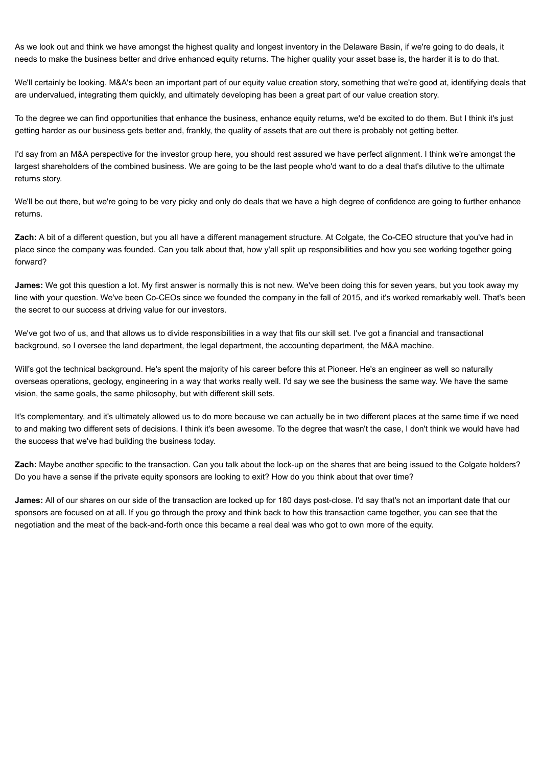As we look out and think we have amongst the highest quality and longest inventory in the Delaware Basin, if we're going to do deals, it needs to make the business better and drive enhanced equity returns. The higher quality your asset base is, the harder it is to do that.

We'll certainly be looking. M&A's been an important part of our equity value creation story, something that we're good at, identifying deals that are undervalued, integrating them quickly, and ultimately developing has been a great part of our value creation story.

To the degree we can find opportunities that enhance the business, enhance equity returns, we'd be excited to do them. But I think it's just getting harder as our business gets better and, frankly, the quality of assets that are out there is probably not getting better.

I'd say from an M&A perspective for the investor group here, you should rest assured we have perfect alignment. I think we're amongst the largest shareholders of the combined business. We are going to be the last people who'd want to do a deal that's dilutive to the ultimate returns story.

We'll be out there, but we're going to be very picky and only do deals that we have a high degree of confidence are going to further enhance returns.

**Zach:** A bit of a different question, but you all have a different management structure. At Colgate, the Co-CEO structure that you've had in place since the company was founded. Can you talk about that, how y'all split up responsibilities and how you see working together going forward?

**James:** We got this question a lot. My first answer is normally this is not new. We've been doing this for seven years, but you took away my line with your question. We've been Co-CEOs since we founded the company in the fall of 2015, and it's worked remarkably well. That's been the secret to our success at driving value for our investors.

We've got two of us, and that allows us to divide responsibilities in a way that fits our skill set. I've got a financial and transactional background, so I oversee the land department, the legal department, the accounting department, the M&A machine.

Will's got the technical background. He's spent the majority of his career before this at Pioneer. He's an engineer as well so naturally overseas operations, geology, engineering in a way that works really well. I'd say we see the business the same way. We have the same vision, the same goals, the same philosophy, but with different skill sets.

It's complementary, and it's ultimately allowed us to do more because we can actually be in two different places at the same time if we need to and making two different sets of decisions. I think it's been awesome. To the degree that wasn't the case, I don't think we would have had the success that we've had building the business today.

**Zach:** Maybe another specific to the transaction. Can you talk about the lock-up on the shares that are being issued to the Colgate holders? Do you have a sense if the private equity sponsors are looking to exit? How do you think about that over time?

**James:** All of our shares on our side of the transaction are locked up for 180 days post-close. I'd say that's not an important date that our sponsors are focused on at all. If you go through the proxy and think back to how this transaction came together, you can see that the negotiation and the meat of the back-and-forth once this became a real deal was who got to own more of the equity.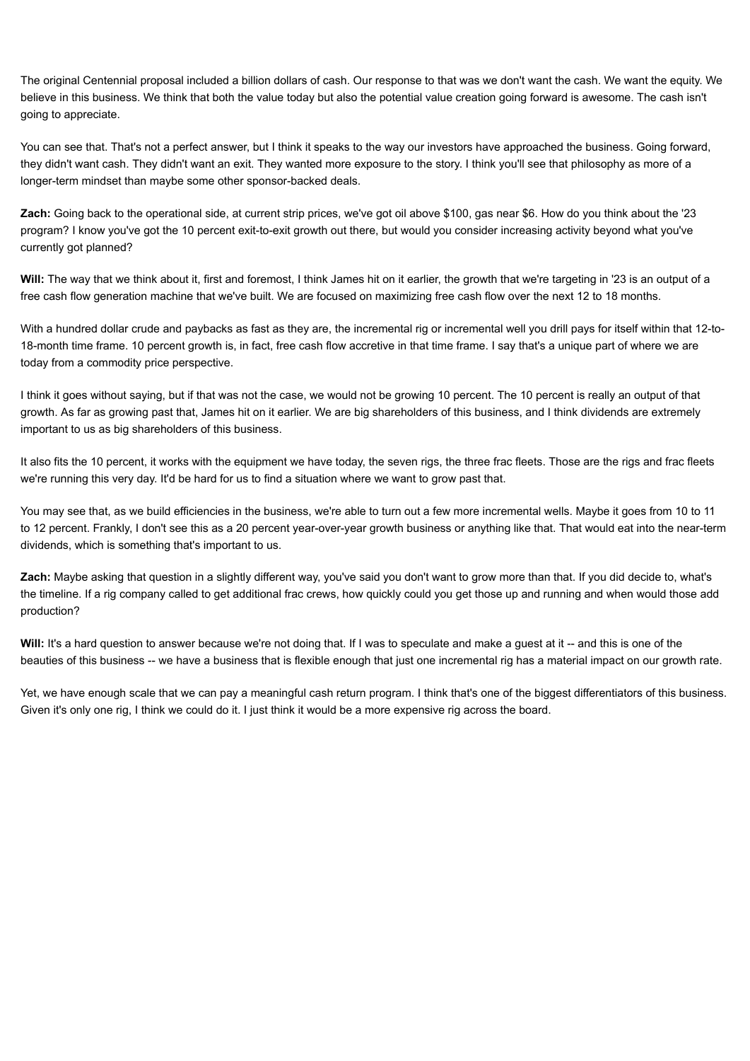The original Centennial proposal included a billion dollars of cash. Our response to that was we don't want the cash. We want the equity. We believe in this business. We think that both the value today but also the potential value creation going forward is awesome. The cash isn't going to appreciate.

You can see that. That's not a perfect answer, but I think it speaks to the way our investors have approached the business. Going forward, they didn't want cash. They didn't want an exit. They wanted more exposure to the story. I think you'll see that philosophy as more of a longer-term mindset than maybe some other sponsor-backed deals.

**Zach:** Going back to the operational side, at current strip prices, we've got oil above $100, gas near $6. How do you think about the '23 program? I know you've got the 10 percent exit-to-exit growth out there, but would you consider increasing activity beyond what you've currently got planned?

**Will:** The way that we think about it, first and foremost, I think James hit on it earlier, the growth that we're targeting in '23 is an output of a free cash flow generation machine that we've built. We are focused on maximizing free cash flow over the next 12 to 18 months.

With a hundred dollar crude and paybacks as fast as they are, the incremental rig or incremental well you drill pays for itself within that 12-to-18-month time frame. 10 percent growth is, in fact, free cash flow accretive in that time frame. I say that's a unique part of where we are today from a commodity price perspective.

I think it goes without saying, but if that was not the case, we would not be growing 10 percent. The 10 percent is really an output of that growth. As far as growing past that, James hit on it earlier. We are big shareholders of this business, and I think dividends are extremely important to us as big shareholders of this business.

It also fits the 10 percent, it works with the equipment we have today, the seven rigs, the three frac fleets. Those are the rigs and frac fleets we're running this very day. It'd be hard for us to find a situation where we want to grow past that.

You may see that, as we build efficiencies in the business, we're able to turn out a few more incremental wells. Maybe it goes from 10 to 11 to 12 percent. Frankly, I don't see this as a 20 percent year-over-year growth business or anything like that. That would eat into the near-term dividends, which is something that's important to us.

**Zach:** Maybe asking that question in a slightly different way, you've said you don't want to grow more than that. If you did decide to, what's the timeline. If a rig company called to get additional frac crews, how quickly could you get those up and running and when would those add production?

**Will:** It's a hard question to answer because we're not doing that. If I was to speculate and make a guest at it -- and this is one of the beauties of this business -- we have a business that is flexible enough that just one incremental rig has a material impact on our growth rate.

Yet, we have enough scale that we can pay a meaningful cash return program. I think that's one of the biggest differentiators of this business. Given it's only one rig, I think we could do it. I just think it would be a more expensive rig across the board.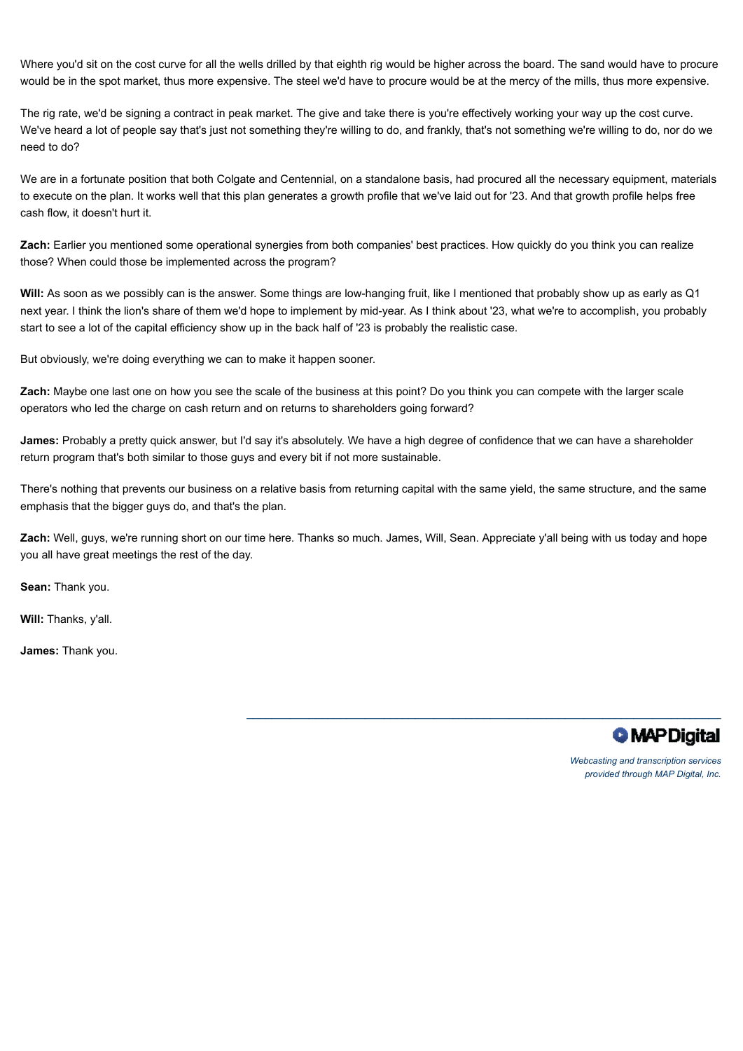Where you'd sit on the cost curve for all the wells drilled by that eighth rig would be higher across the board. The sand would have to procure would be in the spot market, thus more expensive. The steel we'd have to procure would be at the mercy of the mills, thus more expensive.

The rig rate, we'd be signing a contract in peak market. The give and take there is you're effectively working your way up the cost curve. We've heard a lot of people say that's just not something they're willing to do, and frankly, that's not something we're willing to do, nor do we need to do?

We are in a fortunate position that both Colgate and Centennial, on a standalone basis, had procured all the necessary equipment, materials to execute on the plan. It works well that this plan generates a growth profile that we've laid out for '23. And that growth profile helps free cash flow, it doesn't hurt it.

**Zach:** Earlier you mentioned some operational synergies from both companies' best practices. How quickly do you think you can realize those? When could those be implemented across the program?

**Will:** As soon as we possibly can is the answer. Some things are low-hanging fruit, like I mentioned that probably show up as early as Q1 next year. I think the lion's share of them we'd hope to implement by mid-year. As I think about '23, what we're to accomplish, you probably start to see a lot of the capital efficiency show up in the back half of '23 is probably the realistic case.

But obviously, we're doing everything we can to make it happen sooner.

**Zach:** Maybe one last one on how you see the scale of the business at this point? Do you think you can compete with the larger scale operators who led the charge on cash return and on returns to shareholders going forward?

**James:** Probably a pretty quick answer, but I'd say it's absolutely. We have a high degree of confidence that we can have a shareholder return program that's both similar to those guys and every bit if not more sustainable.

There's nothing that prevents our business on a relative basis from returning capital with the same yield, the same structure, and the same emphasis that the bigger guys do, and that's the plan.

**Zach:** Well, guys, we're running short on our time here. Thanks so much. James, Will, Sean. Appreciate y'all being with us today and hope you all have great meetings the rest of the day.

**Sean:** Thank you.

**Will:** Thanks, y'all.

**James:** Thank you.

MAP Digital

*Webcasting and transcription services provided through MAP Digital, Inc.*